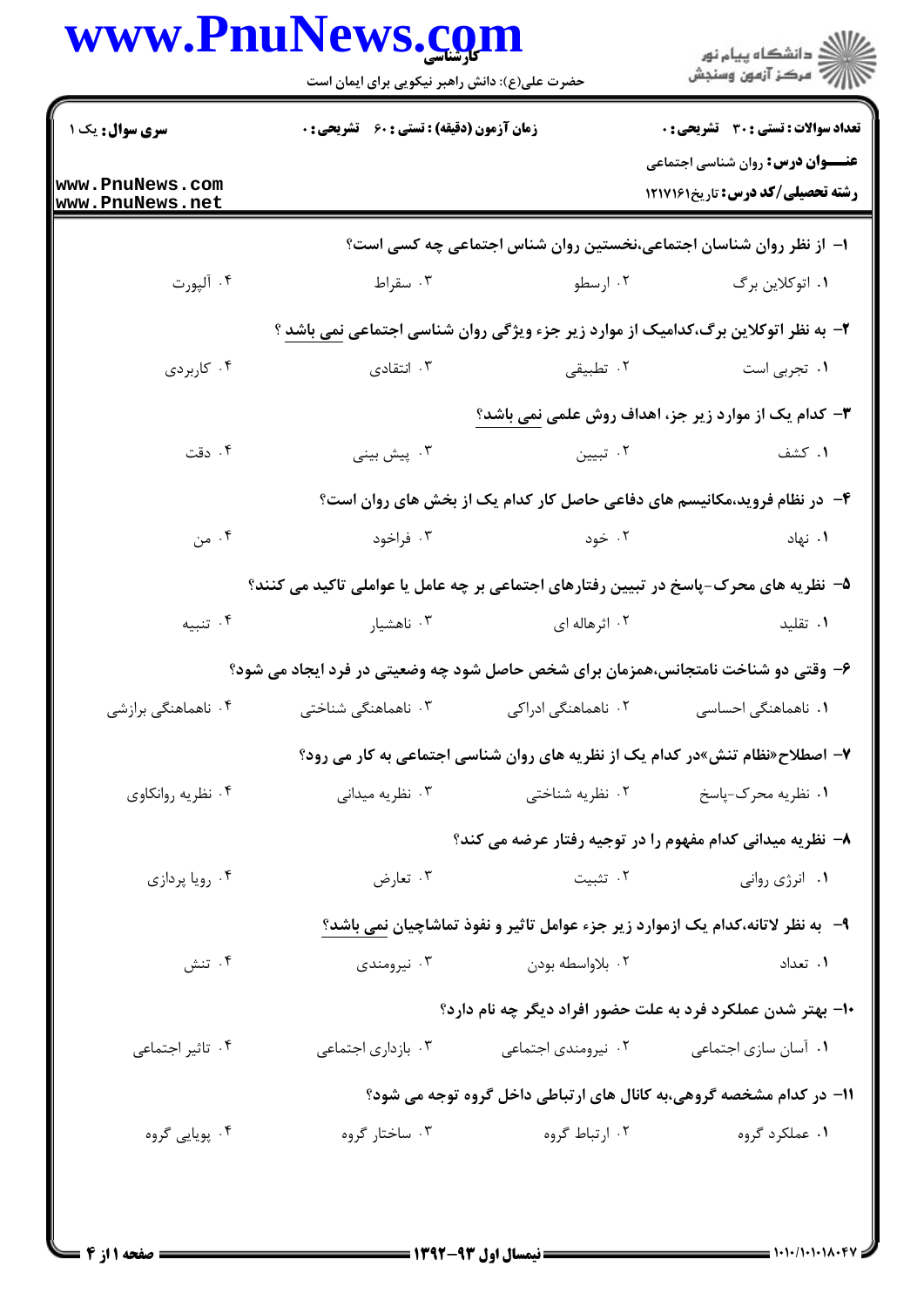**سری سوال:** یک ۱

**زمان آزمون (دقیقه) : تستی : ۶۰ تشریحی : ۰**

**تعداد سوالات : تستی : ۳۰ تشریحی : ۰**

**عنـــوان درس:** روان شناسی اجتماعی

**رشته تحصیلی/کد درس:** تاریخ۱۲۱۷۱۶۱

۱- از نظر روان شناسان اجتماعی،نخستین روان شناس اجتماعی چه کسی است؟

۱. اتوکلاین برگ
۲. ارسطو
۳. سقراط
۴. آلپورت

۲- به نظر اتوکلاین برگ،کدامیک از موارد زیر جزء ویژگی روان شناسی اجتماعی نمی باشد ؟

۱. تجربی است
۲. تطبیقی
۳. انتقادی
۴. کاربردی

۳- کدام یک از موارد زیر جز، اهداف روش علمی نمی باشد؟

۱. کشف
۲. تبیین
۳. پیش بینی
۴. دقت

۴- در نظام فروید،مکانیسم های دفاعی حاصل کار کدام یک از بخش های روان است؟

۱. نهاد
۲. خود
۳. فراخود
۴. من

۵- نظریه های محرک-پاسخ در تبیین رفتارهای اجتماعی بر چه عامل یا عواملی تاکید می کنند؟

۱. تقلید
۲. اثرهاله ای
۳. ناهشیار
۴. تنبیه

۶- وقتی دو شناخت نامتجانس،همزمان برای شخص حاصل شود چه وضعیتی در فرد ایجاد می شود؟

۱. ناهماهنگی احساسی
۲. ناهماهنگی ادراکی
۳. ناهماهنگی شناختی
۴. ناهماهنگی برازشی

۷- اصطلاح«نظام تنش»در کدام یک از نظریه های روان شناسی اجتماعی به کار می رود؟

۱. نظریه محرک-پاسخ
۲. نظریه شناختی
۳. نظریه میدانی
۴. نظریه روانکاوی

۸- نظریه میدانی کدام مفهوم را در توجیه رفتار عرضه می کند؟

۱. انرژی روانی
۲. تثبیت
۳. تعارض
۴. رویا پردازی

۹- به نظر لاتانه،کدام یک ازموارد زیر جزء عوامل تاثیر و نفوذ تماشاچیان نمی باشد؟

۱. تعداد
۲. بلاواسطه بودن
۳. نیرومندی
۴. تنش

۱۰- بهتر شدن عملکرد فرد به علت حضور افراد دیگر چه نام دارد؟

۱. آسان سازی اجتماعی
۲. نیرومندی اجتماعی
۳. بازداری اجتماعی
۴. تاثیر اجتماعی

۱۱- در کدام مشخصه گروهی،به کانال های ارتباطی داخل گروه توجه می شود؟

۱. عملکرد گروه
۲. ارتباط گروه
۳. ساختار گروه
۴. پویایی گروه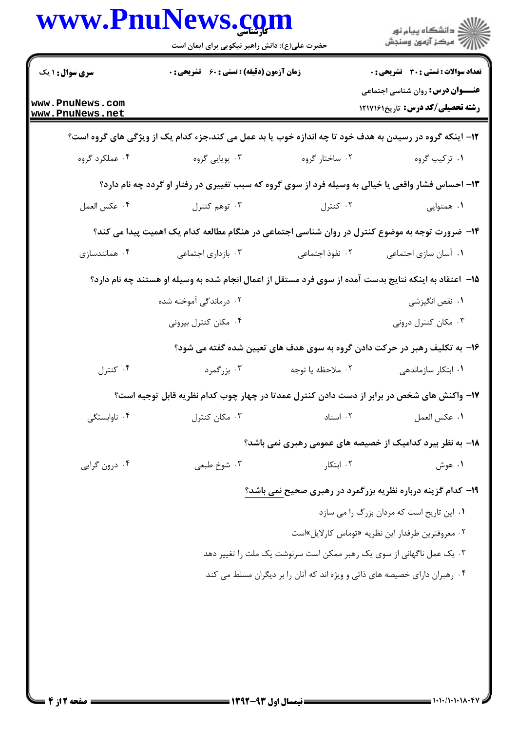**سری سوال:** ۱ یک | **زمان آزمون (دقیقه) : تستی :** ۶۰ **تشریحی :** ۰ | **تعداد سوالات : تستی :** ۳۰ **تشریحی :** ۰

**عنـــوان درس:** روان شناسی اجتماعی

**رشته تحصیلی/کد درس:** تاریخ۱۲۱۷۱۶۱

۱۲- اینکه گروه در رسیدن به هدف خود تا چه اندازه خوب یا بد عمل می کند،جزء کدام یک از ویژگی های گروه است؟

۱. ترکیب گروه
۲. ساختار گروه
۳. پویایی گروه
۴. عملکرد گروه

۱۳- احساس فشار واقعی یا خیالی به وسیله فرد از سوی گروه که سبب تغییری در رفتار او گردد چه نام دارد؟

۱. همنوایی
۲. کنترل
۳. توهم کنترل
۴. عکس العمل

۱۴- ضرورت توجه به موضوع کنترل در روان شناسی اجتماعی در هنگام مطالعه کدام یک اهمیت پیدا می کند؟

۱. آسان سازی اجتماعی
۲. نفوذ اجتماعی
۳. بازداری اجتماعی
۴. همانندسازی

۱۵- اعتقاد به اینکه نتایج بدست آمده از سوی فرد مستقل از اعمال انجام شده به وسیله او هستند چه نام دارد؟

۱. نقص انگیزشی
۲. درماندگی آموخته شده
۳. مکان کنترل درونی
۴. مکان کنترل بیرونی

۱۶- به تکلیف رهبر در حرکت دادن گروه به سوی هدف های تعیین شده گفته می شود؟

۱. ابتکار سازماندهی
۲. ملاحظه یا توجه
۳. بزرگمرد
۴. کنترل

۱۷- واکنش های شخص در برابر از دست دادن کنترل عمدتا در چهار چوب کدام نظریه قابل توجیه است؟

۱. عکس العمل
۲. اسناد
۳. مکان کنترل
۴. ناوابستگی

۱۸- به نظر بیرد کدامیک از خصیصه های عمومی رهبری نمی باشد؟

۱. هوش
۲. ابتکار
۳. شوخ طبعی
۴. درون گرایی

۱۹- کدام گزینه درباره نظریه بزرگمرد در رهبری صحیح نمی باشد؟

۱. این تاریخ است که مردان بزرگ را می سازد
۲. معروفترین طرفدار این نظریه «توماس کارلایل»است
۳. یک عمل ناگهانی از سوی یک رهبر ممکن است سرنوشت یک ملت را تغییر دهد
۴. رهبران دارای خصیصه های ذاتی و ویژه اند که آنان را بر دیگران مسلط می کند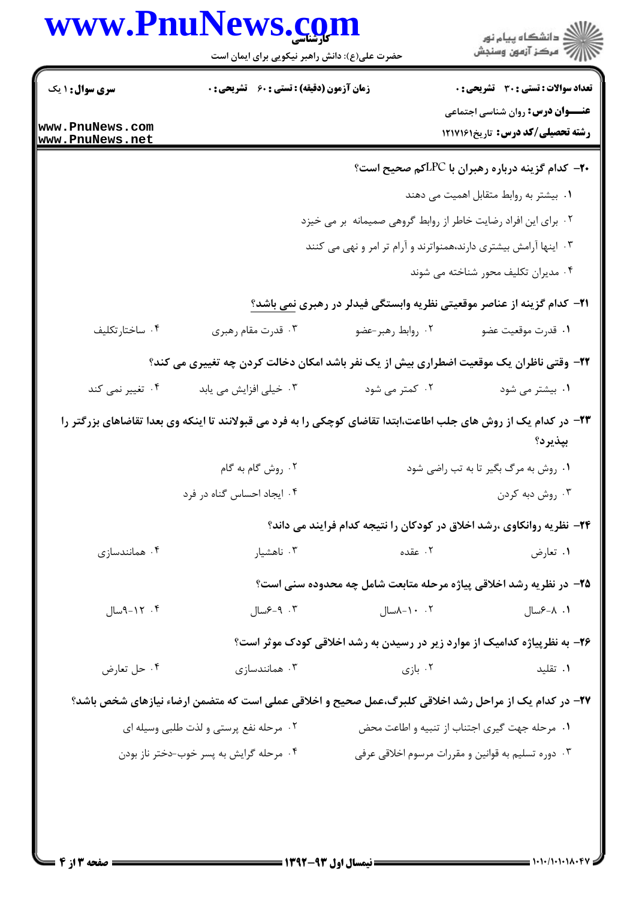**سری سوال:** ۱ یک

**زمان آزمون (دقیقه) : تستی :** ۶۰ **تشریحی :** ۰

**تعداد سوالات : تستی :** ۳۰ **تشریحی :** ۰

**عنـــوان درس:** روان شناسی اجتماعی

**رشته تحصیلی/کد درس:** تاریخ۱۲۱۷۱۶۱

۲۰- کدام گزینه درباره رهبران با LPCکم صحیح است؟

۱. بیشتر به روابط متقابل اهمیت می دهند

۲. برای این افراد رضایت خاطر از روابط گروهی صمیمانه بر می خیزد

۳. اینها آرامش بیشتری دارند،همنواترند و آرام تر امر و نهی می کنند

۴. مدیران تکلیف محور شناخته می شوند

۲۱- کدام گزینه از عناصر موقعیتی نظریه وابستگی فیدلر در رهبری نمی باشد؟

۱. قدرت موقعیت عضو
۲. روابط رهبر-عضو
۳. قدرت مقام رهبری
۴. ساختارتکلیف

۲۲- وقتی ناظران یک موقعیت اضطراری بیش از یک نفر باشد امکان دخالت کردن چه تغییری می کند؟

۱. بیشتر می شود
۲. کمتر می شود
۳. خیلی افزایش می یابد
۴. تغییر نمی کند

۲۳- در کدام یک از روش های جلب اطاعت،ابتدا تقاضای کوچکی را به فرد می قبولانند تا اینکه وی بعدا تقاضاهای بزرگتر را بپذیرد؟

۱. روش به مرگ بگیر تا به تب راضی شود
۲. روش گام به گام
۳. روش دبه کردن
۴. ایجاد احساس گناه در فرد

۲۴- نظریه روانکاوی ،رشد اخلاق در کودکان را نتیجه کدام فرایند می داند؟

۱. تعارض
۲. عقده
۳. ناهشیار
۴. همانندسازی

۲۵- در نظریه رشد اخلاقی پیاژه مرحله متابعت شامل چه محدوده سنی است؟

۱. ۸-۶سال
۲. ۱۰-۸سال
۳. ۹-۶سال
۴. ۱۲-۹سال

۲۶- به نظرپیاژه کدامیک از موارد زیر در رسیدن به رشد اخلاقی کودک موثر است؟

۱. تقلید
۲. بازی
۳. همانندسازی
۴. حل تعارض

۲۷- در کدام یک از مراحل رشد اخلاقی کلبرگ،عمل صحیح و اخلاقی عملی است که متضمن ارضاء نیازهای شخص باشد؟

۱. مرحله جهت گیری اجتناب از تنبیه و اطاعت محض

۲. مرحله نفع پرستی و لذت طلبی وسیله ای

۳. دوره تسلیم به قوانین و مقررات مرسوم اخلاقی عرفی

۴. مرحله گرایش به پسر خوب-دختر ناز بودن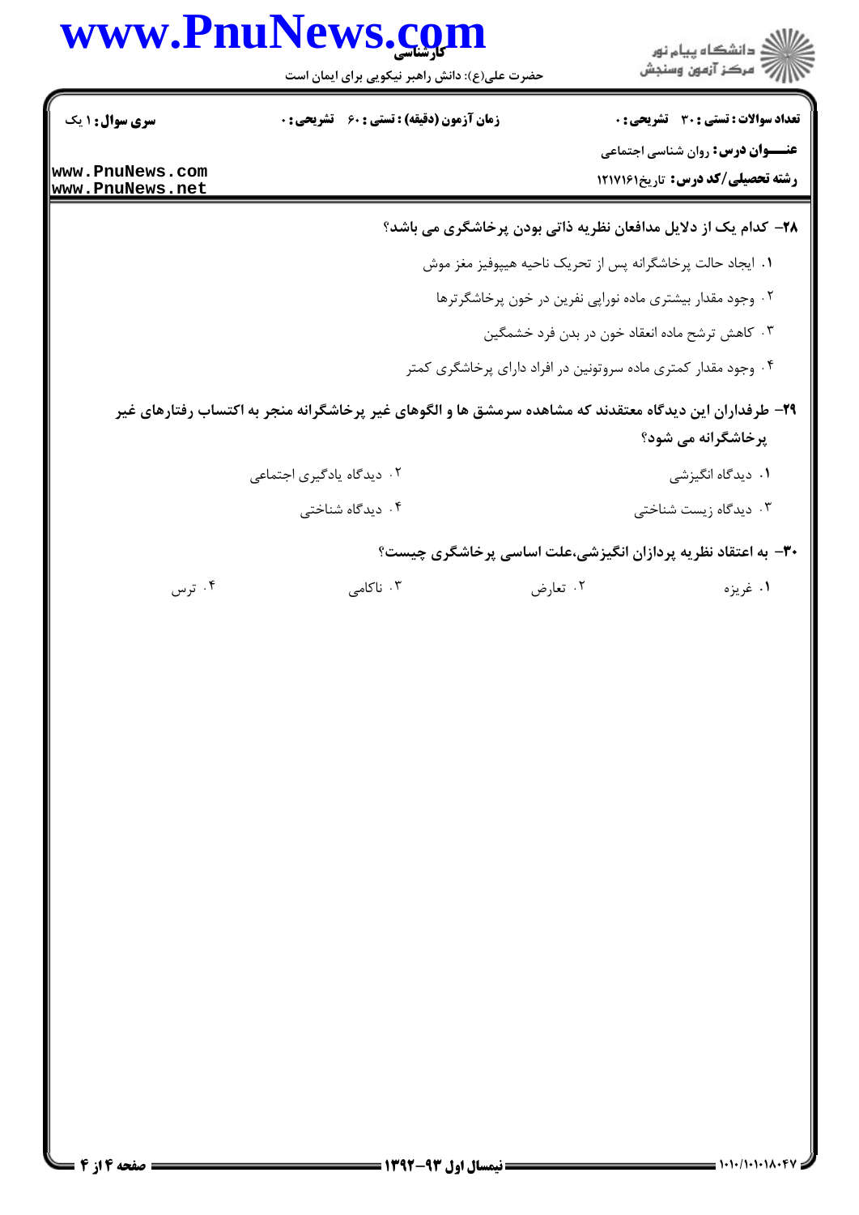**۲۸- کدام یک از دلایل مدافعان نظریه ذاتی بودن پرخاشگری می باشد؟**

۱. ایجاد حالت پرخاشگرانه پس از تحریک ناحیه هیپوفیز مغز موش

۲. وجود مقدار بیشتری ماده نوراپی نفرین در خون پرخاشگرترها

۳. کاهش ترشح ماده انعقاد خون در بدن فرد خشمگین

۴. وجود مقدار کمتری ماده سروتونین در افراد دارای پرخاشگری کمتر

**۲۹- طرفداران این دیدگاه معتقدند که مشاهده سرمشق ها و الگوهای غیر پرخاشگرانه منجر به اکتساب رفتارهای غیر پرخاشگرانه می شود؟**

۱. دیدگاه انگیزشی

۲. دیدگاه یادگیری اجتماعی

۳. دیدگاه زیست شناختی

۴. دیدگاه شناختی

**۳۰- به اعتقاد نظریه پردازان انگیزشی،علت اساسی پرخاشگری چیست؟**

۱. غریزه

۲. تعارض

۳. ناکامی

۴. ترس